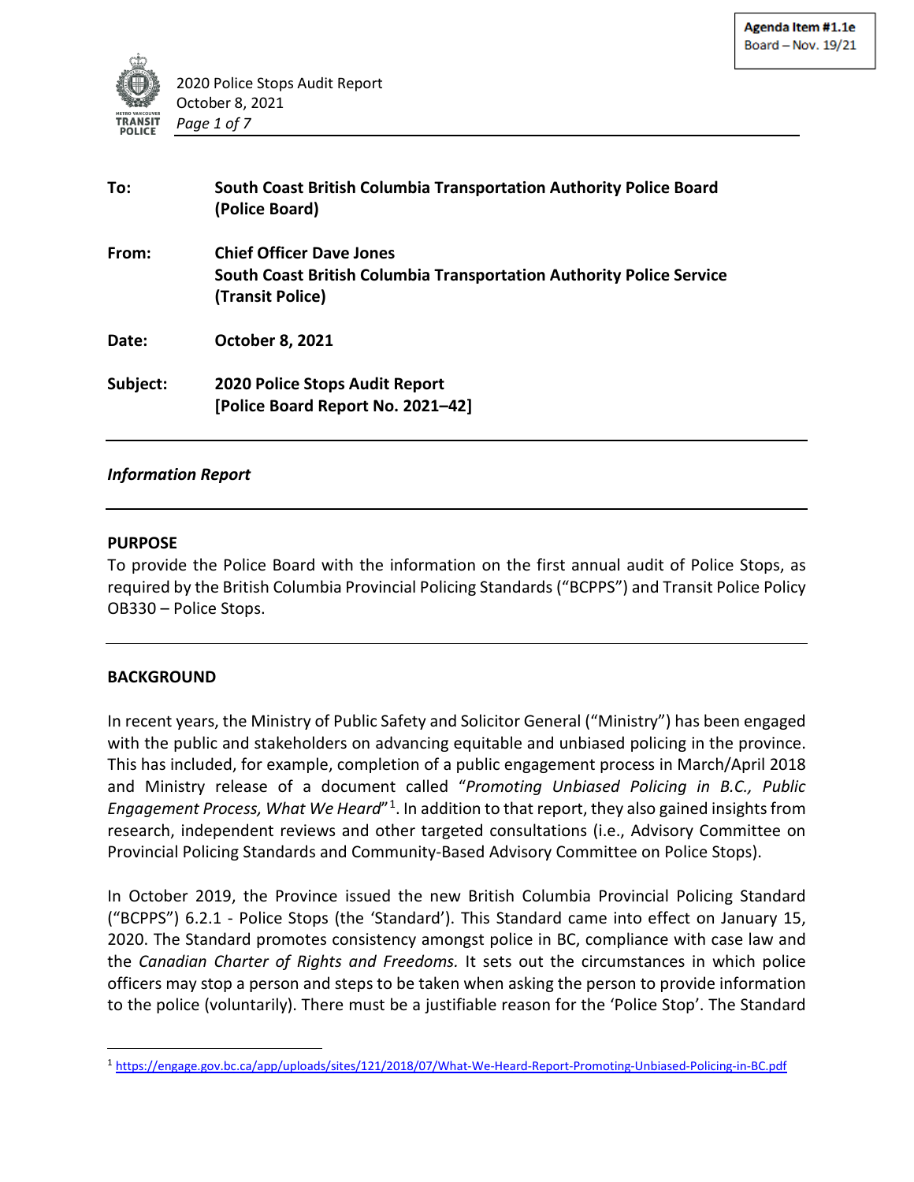Agenda Item #1.1e
Board – Nov. 19/21

2020 Police Stops Audit Report
October 8, 2021

**To:** **South Coast British Columbia Transportation Authority Police Board (Police Board)**

**From:** **Chief Officer Dave Jones**
**South Coast British Columbia Transportation Authority Police Service (Transit Police)**

**Date:** **October 8, 2021**

**Subject:** **2020 Police Stops Audit Report**
**[Police Board Report No. 2021–42]**

---

***Information Report***

---

**PURPOSE**

To provide the Police Board with the information on the first annual audit of Police Stops, as required by the British Columbia Provincial Policing Standards ("BCPPS") and Transit Police Policy OB330 – Police Stops.

---

**BACKGROUND**

In recent years, the Ministry of Public Safety and Solicitor General ("Ministry") has been engaged with the public and stakeholders on advancing equitable and unbiased policing in the province. This has included, for example, completion of a public engagement process in March/April 2018 and Ministry release of a document called "*Promoting Unbiased Policing in B.C., Public Engagement Process, What We Heard*"[1]. In addition to that report, they also gained insights from research, independent reviews and other targeted consultations (i.e., Advisory Committee on Provincial Policing Standards and Community-Based Advisory Committee on Police Stops).

In October 2019, the Province issued the new British Columbia Provincial Policing Standard ("BCPPS") 6.2.1 - Police Stops (the 'Standard'). This Standard came into effect on January 15, 2020. The Standard promotes consistency amongst police in BC, compliance with case law and the *Canadian Charter of Rights and Freedoms.* It sets out the circumstances in which police officers may stop a person and steps to be taken when asking the person to provide information to the police (voluntarily). There must be a justifiable reason for the 'Police Stop'. The Standard

[1] https://engage.gov.bc.ca/app/uploads/sites/121/2018/07/What-We-Heard-Report-Promoting-Unbiased-Policing-in-BC.pdf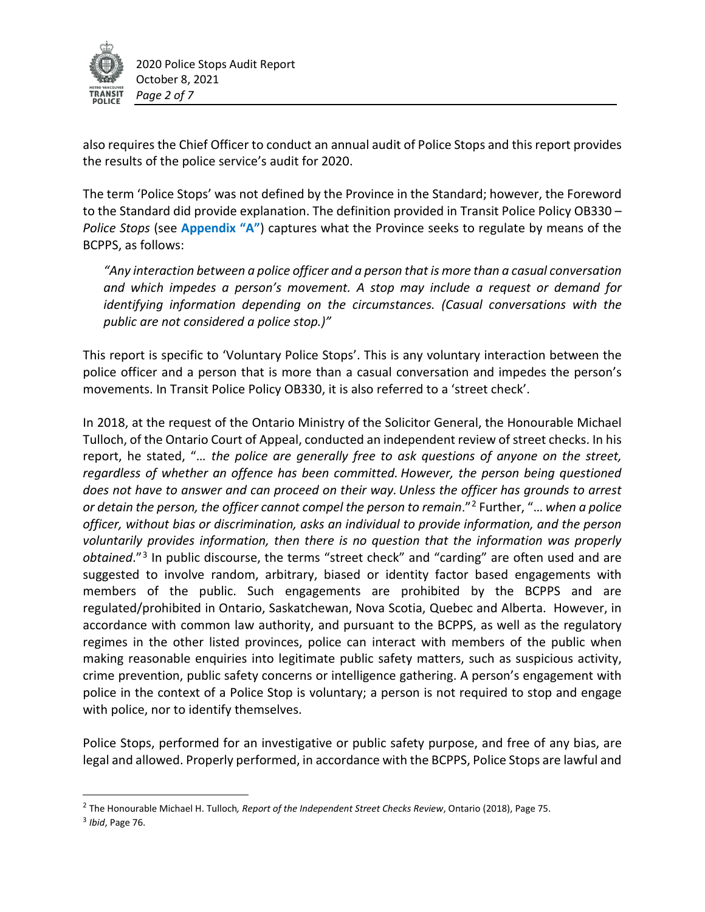also requires the Chief Officer to conduct an annual audit of Police Stops and this report provides the results of the police service's audit for 2020.

The term 'Police Stops' was not defined by the Province in the Standard; however, the Foreword to the Standard did provide explanation. The definition provided in Transit Police Policy OB330 – *Police Stops* (see **Appendix "A"**) captures what the Province seeks to regulate by means of the BCPPS, as follows:

> *"Any interaction between a police officer and a person that is more than a casual conversation and which impedes a person's movement. A stop may include a request or demand for identifying information depending on the circumstances. (Casual conversations with the public are not considered a police stop.)"*

This report is specific to 'Voluntary Police Stops'. This is any voluntary interaction between the police officer and a person that is more than a casual conversation and impedes the person's movements. In Transit Police Policy OB330, it is also referred to a 'street check'.

In 2018, at the request of the Ontario Ministry of the Solicitor General, the Honourable Michael Tulloch, of the Ontario Court of Appeal, conducted an independent review of street checks. In his report, he stated, "… *the police are generally free to ask questions of anyone on the street, regardless of whether an offence has been committed. However, the person being questioned does not have to answer and can proceed on their way. Unless the officer has grounds to arrest or detain the person, the officer cannot compel the person to remain*."[2] Further, "… *when a police officer, without bias or discrimination, asks an individual to provide information, and the person voluntarily provides information, then there is no question that the information was properly obtained*."[3] In public discourse, the terms "street check" and "carding" are often used and are suggested to involve random, arbitrary, biased or identity factor based engagements with members of the public. Such engagements are prohibited by the BCPPS and are regulated/prohibited in Ontario, Saskatchewan, Nova Scotia, Quebec and Alberta. However, in accordance with common law authority, and pursuant to the BCPPS, as well as the regulatory regimes in the other listed provinces, police can interact with members of the public when making reasonable enquiries into legitimate public safety matters, such as suspicious activity, crime prevention, public safety concerns or intelligence gathering. A person's engagement with police in the context of a Police Stop is voluntary; a person is not required to stop and engage with police, nor to identify themselves.

Police Stops, performed for an investigative or public safety purpose, and free of any bias, are legal and allowed. Properly performed, in accordance with the BCPPS, Police Stops are lawful and

---

[2] The Honourable Michael H. Tulloch*, Report of the Independent Street Checks Review*, Ontario (2018), Page 75.

[3] *Ibid*, Page 76.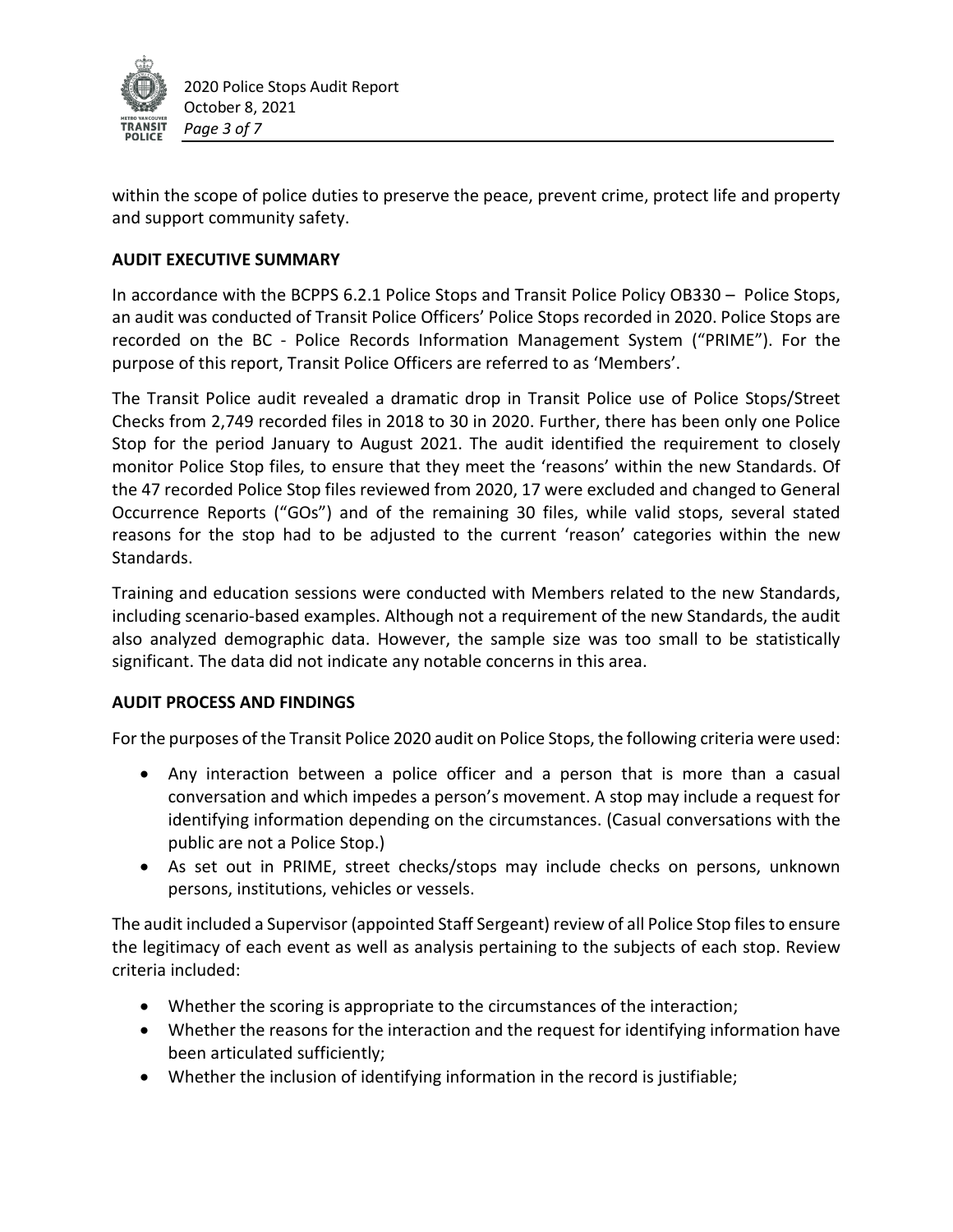within the scope of police duties to preserve the peace, prevent crime, protect life and property and support community safety.

## AUDIT EXECUTIVE SUMMARY

In accordance with the BCPPS 6.2.1 Police Stops and Transit Police Policy OB330 – Police Stops, an audit was conducted of Transit Police Officers' Police Stops recorded in 2020. Police Stops are recorded on the BC - Police Records Information Management System ("PRIME"). For the purpose of this report, Transit Police Officers are referred to as 'Members'.

The Transit Police audit revealed a dramatic drop in Transit Police use of Police Stops/Street Checks from 2,749 recorded files in 2018 to 30 in 2020. Further, there has been only one Police Stop for the period January to August 2021. The audit identified the requirement to closely monitor Police Stop files, to ensure that they meet the 'reasons' within the new Standards. Of the 47 recorded Police Stop files reviewed from 2020, 17 were excluded and changed to General Occurrence Reports ("GOs") and of the remaining 30 files, while valid stops, several stated reasons for the stop had to be adjusted to the current 'reason' categories within the new Standards.

Training and education sessions were conducted with Members related to the new Standards, including scenario-based examples. Although not a requirement of the new Standards, the audit also analyzed demographic data. However, the sample size was too small to be statistically significant. The data did not indicate any notable concerns in this area.

## AUDIT PROCESS AND FINDINGS

For the purposes of the Transit Police 2020 audit on Police Stops, the following criteria were used:

- Any interaction between a police officer and a person that is more than a casual conversation and which impedes a person's movement. A stop may include a request for identifying information depending on the circumstances. (Casual conversations with the public are not a Police Stop.)
- As set out in PRIME, street checks/stops may include checks on persons, unknown persons, institutions, vehicles or vessels.

The audit included a Supervisor (appointed Staff Sergeant) review of all Police Stop files to ensure the legitimacy of each event as well as analysis pertaining to the subjects of each stop. Review criteria included:

- Whether the scoring is appropriate to the circumstances of the interaction;
- Whether the reasons for the interaction and the request for identifying information have been articulated sufficiently;
- Whether the inclusion of identifying information in the record is justifiable;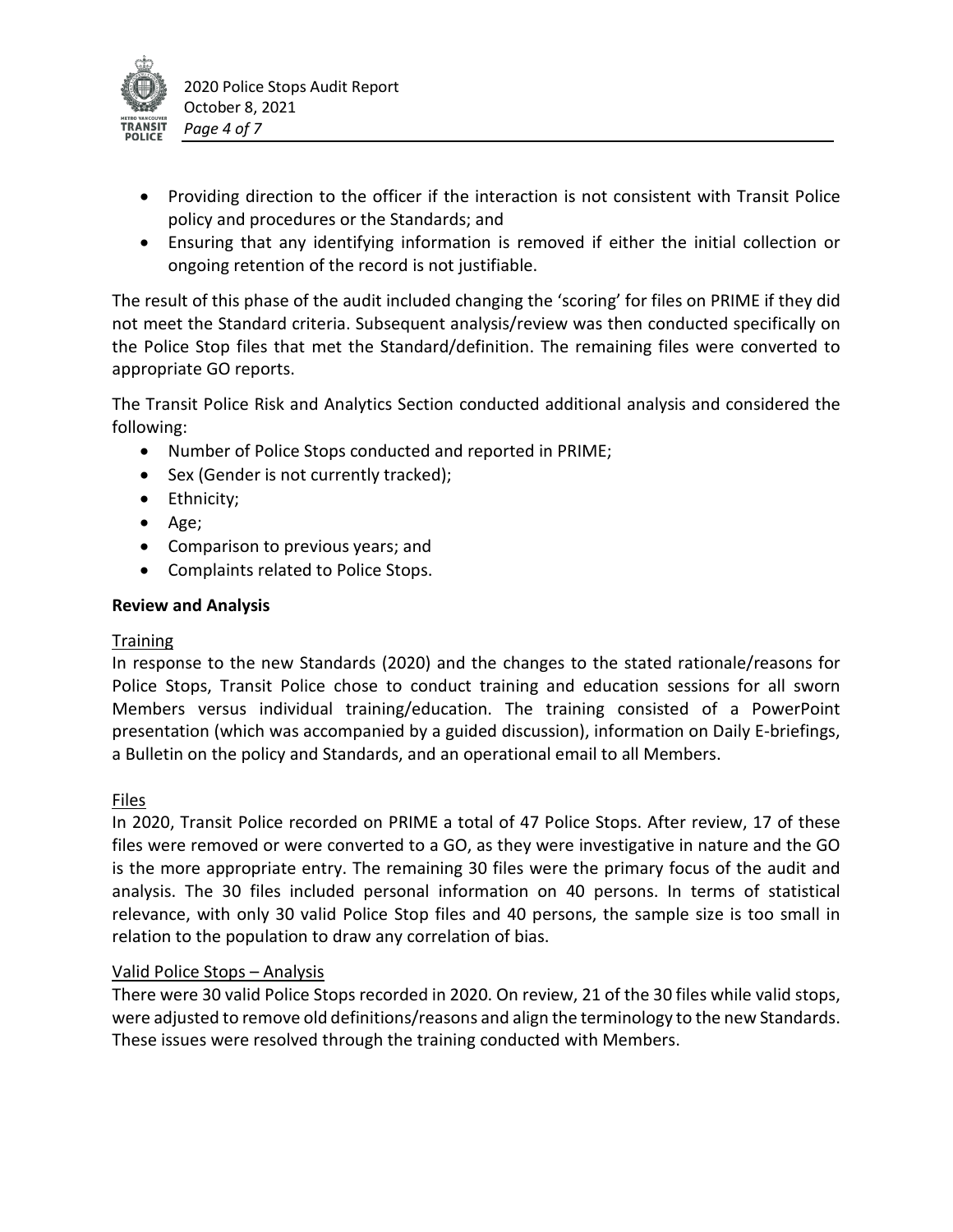- Providing direction to the officer if the interaction is not consistent with Transit Police policy and procedures or the Standards; and
- Ensuring that any identifying information is removed if either the initial collection or ongoing retention of the record is not justifiable.

The result of this phase of the audit included changing the 'scoring' for files on PRIME if they did not meet the Standard criteria. Subsequent analysis/review was then conducted specifically on the Police Stop files that met the Standard/definition. The remaining files were converted to appropriate GO reports.

The Transit Police Risk and Analytics Section conducted additional analysis and considered the following:

- Number of Police Stops conducted and reported in PRIME;
- Sex (Gender is not currently tracked);
- Ethnicity;
- Age;
- Comparison to previous years; and
- Complaints related to Police Stops.

**Review and Analysis**

Training

In response to the new Standards (2020) and the changes to the stated rationale/reasons for Police Stops, Transit Police chose to conduct training and education sessions for all sworn Members versus individual training/education. The training consisted of a PowerPoint presentation (which was accompanied by a guided discussion), information on Daily E-briefings, a Bulletin on the policy and Standards, and an operational email to all Members.

Files

In 2020, Transit Police recorded on PRIME a total of 47 Police Stops. After review, 17 of these files were removed or were converted to a GO, as they were investigative in nature and the GO is the more appropriate entry. The remaining 30 files were the primary focus of the audit and analysis. The 30 files included personal information on 40 persons. In terms of statistical relevance, with only 30 valid Police Stop files and 40 persons, the sample size is too small in relation to the population to draw any correlation of bias.

Valid Police Stops – Analysis

There were 30 valid Police Stops recorded in 2020. On review, 21 of the 30 files while valid stops, were adjusted to remove old definitions/reasons and align the terminology to the new Standards. These issues were resolved through the training conducted with Members.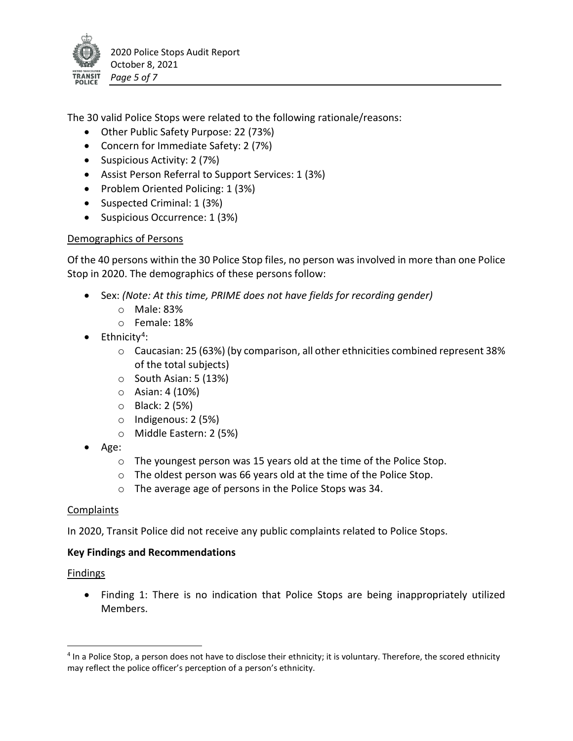The 30 valid Police Stops were related to the following rationale/reasons:

- Other Public Safety Purpose: 22 (73%)
- Concern for Immediate Safety: 2 (7%)
- Suspicious Activity: 2 (7%)
- Assist Person Referral to Support Services: 1 (3%)
- Problem Oriented Policing: 1 (3%)
- Suspected Criminal: 1 (3%)
- Suspicious Occurrence: 1 (3%)

Demographics of Persons

Of the 40 persons within the 30 Police Stop files, no person was involved in more than one Police Stop in 2020. The demographics of these persons follow:

- Sex: *(Note: At this time, PRIME does not have fields for recording gender)*
  - Male: 83%
  - Female: 18%
- Ethnicity[4]:
  - Caucasian: 25 (63%) (by comparison, all other ethnicities combined represent 38% of the total subjects)
  - South Asian: 5 (13%)
  - Asian: 4 (10%)
  - Black: 2 (5%)
  - Indigenous: 2 (5%)
  - Middle Eastern: 2 (5%)
- Age:
  - The youngest person was 15 years old at the time of the Police Stop.
  - The oldest person was 66 years old at the time of the Police Stop.
  - The average age of persons in the Police Stops was 34.

Complaints

In 2020, Transit Police did not receive any public complaints related to Police Stops.

**Key Findings and Recommendations**

Findings

- Finding 1: There is no indication that Police Stops are being inappropriately utilized Members.

[4] In a Police Stop, a person does not have to disclose their ethnicity; it is voluntary. Therefore, the scored ethnicity may reflect the police officer's perception of a person's ethnicity.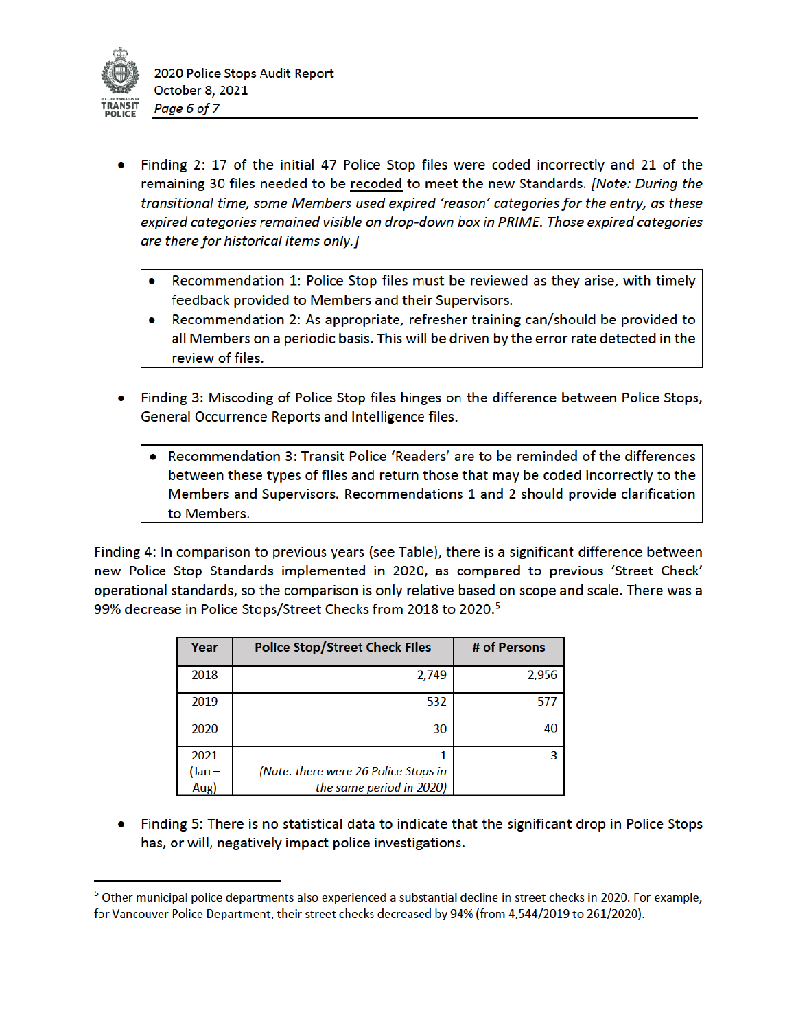- Finding 2: 17 of the initial 47 Police Stop files were coded incorrectly and 21 of the remaining 30 files needed to be recoded to meet the new Standards. *[Note: During the transitional time, some Members used expired 'reason' categories for the entry, as these expired categories remained visible on drop-down box in PRIME. Those expired categories are there for historical items only.]*

> - Recommendation 1: Police Stop files must be reviewed as they arise, with timely feedback provided to Members and their Supervisors.
> - Recommendation 2: As appropriate, refresher training can/should be provided to all Members on a periodic basis. This will be driven by the error rate detected in the review of files.

- Finding 3: Miscoding of Police Stop files hinges on the difference between Police Stops, General Occurrence Reports and Intelligence files.

> - Recommendation 3: Transit Police 'Readers' are to be reminded of the differences between these types of files and return those that may be coded incorrectly to the Members and Supervisors. Recommendations 1 and 2 should provide clarification to Members.

Finding 4: In comparison to previous years (see Table), there is a significant difference between new Police Stop Standards implemented in 2020, as compared to previous 'Street Check' operational standards, so the comparison is only relative based on scope and scale. There was a 99% decrease in Police Stops/Street Checks from 2018 to 2020.[5]

| Year | Police Stop/Street Check Files | # of Persons |
|---|---|---|
| 2018 | 2,749 | 2,956 |
| 2019 | 532 | 577 |
| 2020 | 30 | 40 |
| 2021 (Jan – Aug) | 1 *(Note: there were 26 Police Stops in the same period in 2020)* | 3 |

- Finding 5: There is no statistical data to indicate that the significant drop in Police Stops has, or will, negatively impact police investigations.

[5] Other municipal police departments also experienced a substantial decline in street checks in 2020. For example, for Vancouver Police Department, their street checks decreased by 94% (from 4,544/2019 to 261/2020).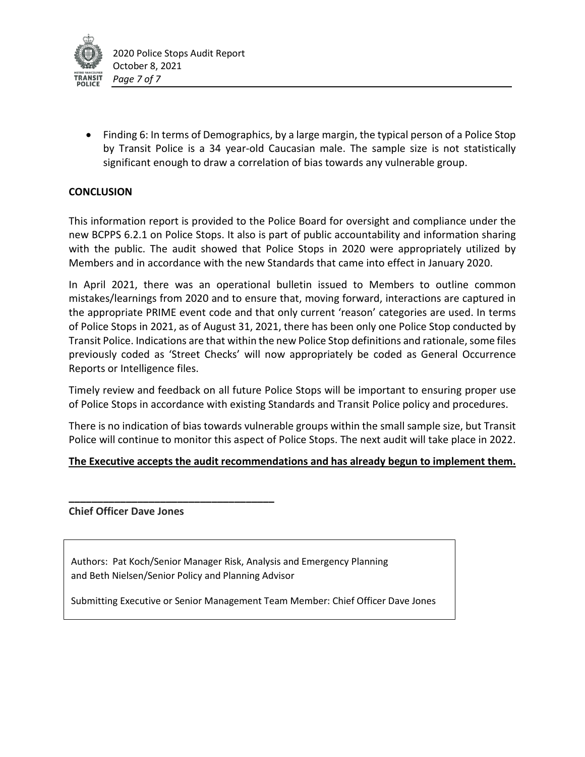- Finding 6: In terms of Demographics, by a large margin, the typical person of a Police Stop by Transit Police is a 34 year-old Caucasian male. The sample size is not statistically significant enough to draw a correlation of bias towards any vulnerable group.

## CONCLUSION

This information report is provided to the Police Board for oversight and compliance under the new BCPPS 6.2.1 on Police Stops. It also is part of public accountability and information sharing with the public. The audit showed that Police Stops in 2020 were appropriately utilized by Members and in accordance with the new Standards that came into effect in January 2020.

In April 2021, there was an operational bulletin issued to Members to outline common mistakes/learnings from 2020 and to ensure that, moving forward, interactions are captured in the appropriate PRIME event code and that only current 'reason' categories are used. In terms of Police Stops in 2021, as of August 31, 2021, there has been only one Police Stop conducted by Transit Police. Indications are that within the new Police Stop definitions and rationale, some files previously coded as 'Street Checks' will now appropriately be coded as General Occurrence Reports or Intelligence files.

Timely review and feedback on all future Police Stops will be important to ensuring proper use of Police Stops in accordance with existing Standards and Transit Police policy and procedures.

There is no indication of bias towards vulnerable groups within the small sample size, but Transit Police will continue to monitor this aspect of Police Stops. The next audit will take place in 2022.

**The Executive accepts the audit recommendations and has already begun to implement them.**

\_\_\_\_\_\_\_\_\_\_\_\_\_\_\_\_\_\_\_\_\_\_\_\_\_\_\_\_\_\_\_\_\_\_\_\_

**Chief Officer Dave Jones**

Authors: Pat Koch/Senior Manager Risk, Analysis and Emergency Planning and Beth Nielsen/Senior Policy and Planning Advisor

Submitting Executive or Senior Management Team Member: Chief Officer Dave Jones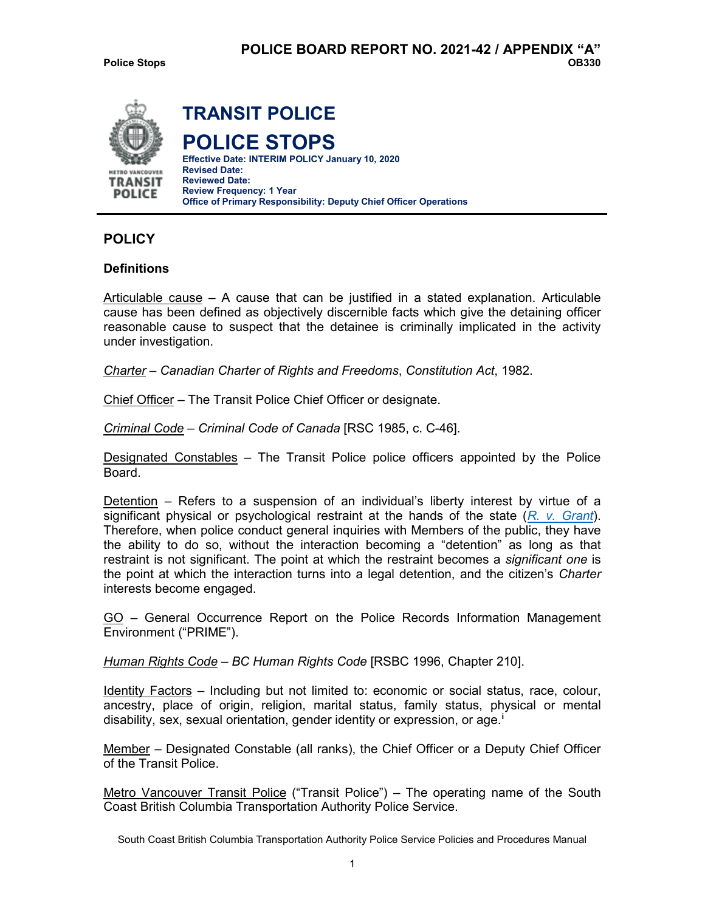# TRANSIT POLICE

# POLICE STOPS

**Effective Date: INTERIM POLICY January 10, 2020**
**Revised Date:**
**Reviewed Date:**
**Review Frequency: 1 Year**
**Office of Primary Responsibility: Deputy Chief Officer Operations**

## POLICY

### Definitions

Articulable cause – A cause that can be justified in a stated explanation. Articulable cause has been defined as objectively discernible facts which give the detaining officer reasonable cause to suspect that the detainee is criminally implicated in the activity under investigation.

*Charter* – *Canadian Charter of Rights and Freedoms*, *Constitution Act*, 1982.

Chief Officer – The Transit Police Chief Officer or designate.

*Criminal Code* – *Criminal Code of Canada* [RSC 1985, c. C-46].

Designated Constables – The Transit Police police officers appointed by the Police Board.

Detention – Refers to a suspension of an individual's liberty interest by virtue of a significant physical or psychological restraint at the hands of the state (*R. v. Grant*). Therefore, when police conduct general inquiries with Members of the public, they have the ability to do so, without the interaction becoming a "detention" as long as that restraint is not significant. The point at which the restraint becomes a *significant one* is the point at which the interaction turns into a legal detention, and the citizen's *Charter* interests become engaged.

GO – General Occurrence Report on the Police Records Information Management Environment ("PRIME").

*Human Rights Code* – *BC Human Rights Code* [RSBC 1996, Chapter 210].

Identity Factors – Including but not limited to: economic or social status, race, colour, ancestry, place of origin, religion, marital status, family status, physical or mental disability, sex, sexual orientation, gender identity or expression, or age.[i]

Member – Designated Constable (all ranks), the Chief Officer or a Deputy Chief Officer of the Transit Police.

Metro Vancouver Transit Police ("Transit Police") – The operating name of the South Coast British Columbia Transportation Authority Police Service.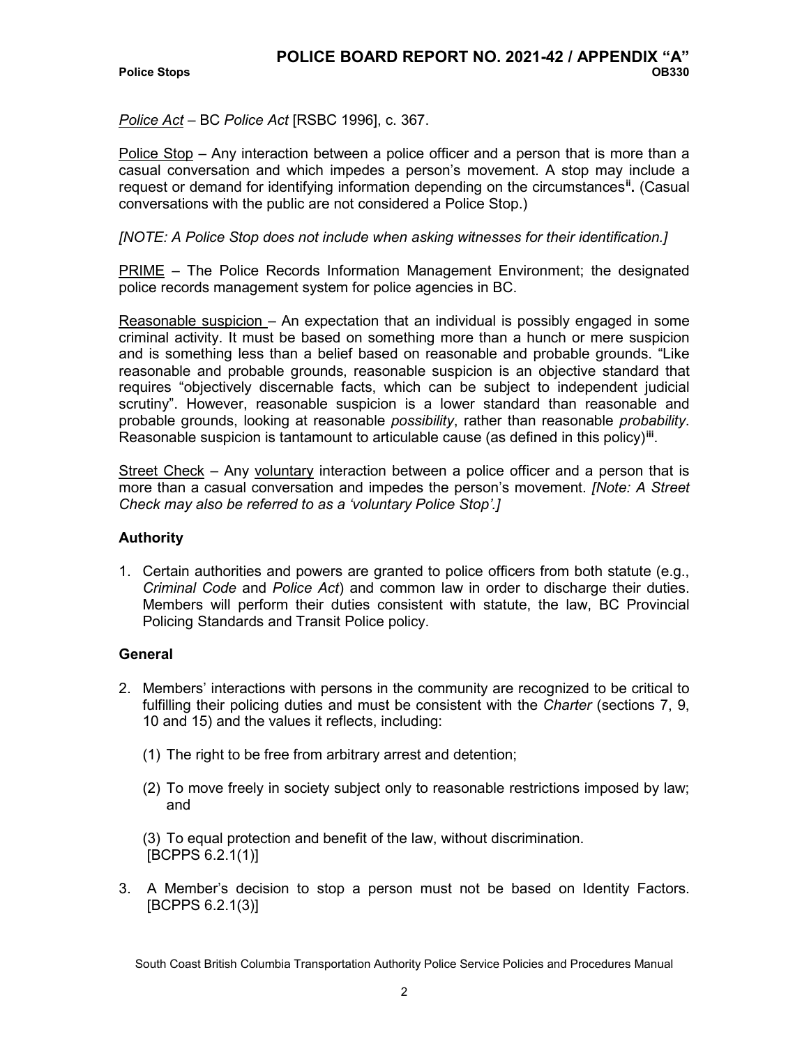*Police Act* – BC *Police Act* [RSBC 1996], c. 367.

Police Stop – Any interaction between a police officer and a person that is more than a casual conversation and which impedes a person's movement. A stop may include a request or demand for identifying information depending on the circumstances[ii]**.** (Casual conversations with the public are not considered a Police Stop.)

*[NOTE: A Police Stop does not include when asking witnesses for their identification.]*

PRIME – The Police Records Information Management Environment; the designated police records management system for police agencies in BC.

Reasonable suspicion – An expectation that an individual is possibly engaged in some criminal activity. It must be based on something more than a hunch or mere suspicion and is something less than a belief based on reasonable and probable grounds. "Like reasonable and probable grounds, reasonable suspicion is an objective standard that requires "objectively discernable facts, which can be subject to independent judicial scrutiny". However, reasonable suspicion is a lower standard than reasonable and probable grounds, looking at reasonable *possibility*, rather than reasonable *probability*. Reasonable suspicion is tantamount to articulable cause (as defined in this policy)[iii].

Street Check – Any voluntary interaction between a police officer and a person that is more than a casual conversation and impedes the person's movement. *[Note: A Street Check may also be referred to as a 'voluntary Police Stop'.]*

## Authority

1. Certain authorities and powers are granted to police officers from both statute (e.g., *Criminal Code* and *Police Act*) and common law in order to discharge their duties. Members will perform their duties consistent with statute, the law, BC Provincial Policing Standards and Transit Police policy.

## General

2. Members' interactions with persons in the community are recognized to be critical to fulfilling their policing duties and must be consistent with the *Charter* (sections 7, 9, 10 and 15) and the values it reflects, including:

   (1) The right to be free from arbitrary arrest and detention;

   (2) To move freely in society subject only to reasonable restrictions imposed by law; and

   (3) To equal protection and benefit of the law, without discrimination. [BCPPS 6.2.1(1)]

3. A Member's decision to stop a person must not be based on Identity Factors. [BCPPS 6.2.1(3)]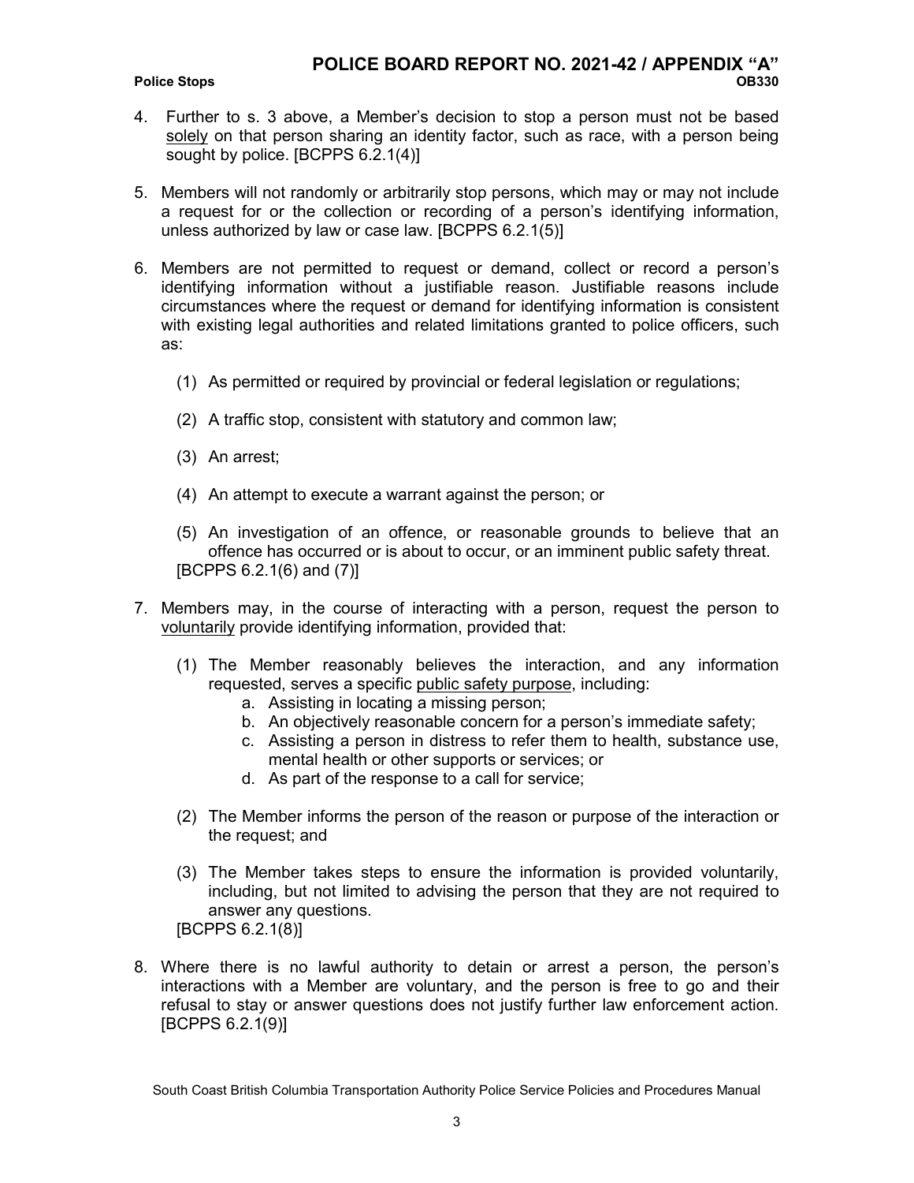4. Further to s. 3 above, a Member's decision to stop a person must not be based solely on that person sharing an identity factor, such as race, with a person being sought by police. [BCPPS 6.2.1(4)]

5. Members will not randomly or arbitrarily stop persons, which may or may not include a request for or the collection or recording of a person's identifying information, unless authorized by law or case law. [BCPPS 6.2.1(5)]

6. Members are not permitted to request or demand, collect or record a person's identifying information without a justifiable reason. Justifiable reasons include circumstances where the request or demand for identifying information is consistent with existing legal authorities and related limitations granted to police officers, such as:

   (1) As permitted or required by provincial or federal legislation or regulations;

   (2) A traffic stop, consistent with statutory and common law;

   (3) An arrest;

   (4) An attempt to execute a warrant against the person; or

   (5) An investigation of an offence, or reasonable grounds to believe that an offence has occurred or is about to occur, or an imminent public safety threat.

   [BCPPS 6.2.1(6) and (7)]

7. Members may, in the course of interacting with a person, request the person to voluntarily provide identifying information, provided that:

   (1) The Member reasonably believes the interaction, and any information requested, serves a specific public safety purpose, including:
      a. Assisting in locating a missing person;
      b. An objectively reasonable concern for a person's immediate safety;
      c. Assisting a person in distress to refer them to health, substance use, mental health or other supports or services; or
      d. As part of the response to a call for service;

   (2) The Member informs the person of the reason or purpose of the interaction or the request; and

   (3) The Member takes steps to ensure the information is provided voluntarily, including, but not limited to advising the person that they are not required to answer any questions.

   [BCPPS 6.2.1(8)]

8. Where there is no lawful authority to detain or arrest a person, the person's interactions with a Member are voluntary, and the person is free to go and their refusal to stay or answer questions does not justify further law enforcement action. [BCPPS 6.2.1(9)]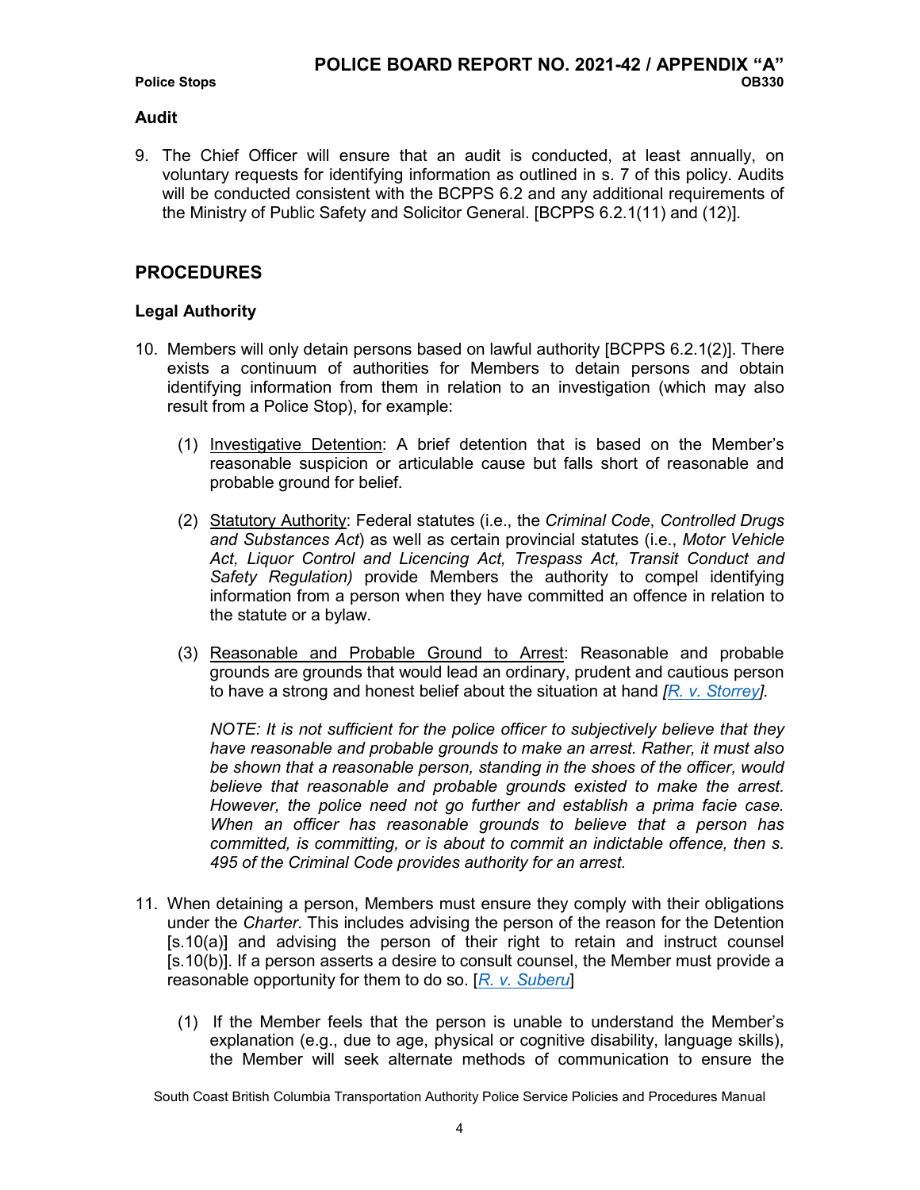### Audit

9. The Chief Officer will ensure that an audit is conducted, at least annually, on voluntary requests for identifying information as outlined in s. 7 of this policy. Audits will be conducted consistent with the BCPPS 6.2 and any additional requirements of the Ministry of Public Safety and Solicitor General. [BCPPS 6.2.1(11) and (12)].

## PROCEDURES

### Legal Authority

10. Members will only detain persons based on lawful authority [BCPPS 6.2.1(2)]. There exists a continuum of authorities for Members to detain persons and obtain identifying information from them in relation to an investigation (which may also result from a Police Stop), for example:

    (1) Investigative Detention: A brief detention that is based on the Member's reasonable suspicion or articulable cause but falls short of reasonable and probable ground for belief.

    (2) Statutory Authority: Federal statutes (i.e., the *Criminal Code*, *Controlled Drugs and Substances Act*) as well as certain provincial statutes (i.e., *Motor Vehicle Act, Liquor Control and Licencing Act, Trespass Act, Transit Conduct and Safety Regulation)* provide Members the authority to compel identifying information from a person when they have committed an offence in relation to the statute or a bylaw.

    (3) Reasonable and Probable Ground to Arrest: Reasonable and probable grounds are grounds that would lead an ordinary, prudent and cautious person to have a strong and honest belief about the situation at hand *[R. v. Storrey]*.

    *NOTE: It is not sufficient for the police officer to subjectively believe that they have reasonable and probable grounds to make an arrest. Rather, it must also be shown that a reasonable person, standing in the shoes of the officer, would believe that reasonable and probable grounds existed to make the arrest. However, the police need not go further and establish a prima facie case. When an officer has reasonable grounds to believe that a person has committed, is committing, or is about to commit an indictable offence, then s. 495 of the Criminal Code provides authority for an arrest.*

11. When detaining a person, Members must ensure they comply with their obligations under the *Charter*. This includes advising the person of the reason for the Detention [s.10(a)] and advising the person of their right to retain and instruct counsel [s.10(b)]. If a person asserts a desire to consult counsel, the Member must provide a reasonable opportunity for them to do so. [*R. v. Suberu*]

    (1) If the Member feels that the person is unable to understand the Member's explanation (e.g., due to age, physical or cognitive disability, language skills), the Member will seek alternate methods of communication to ensure the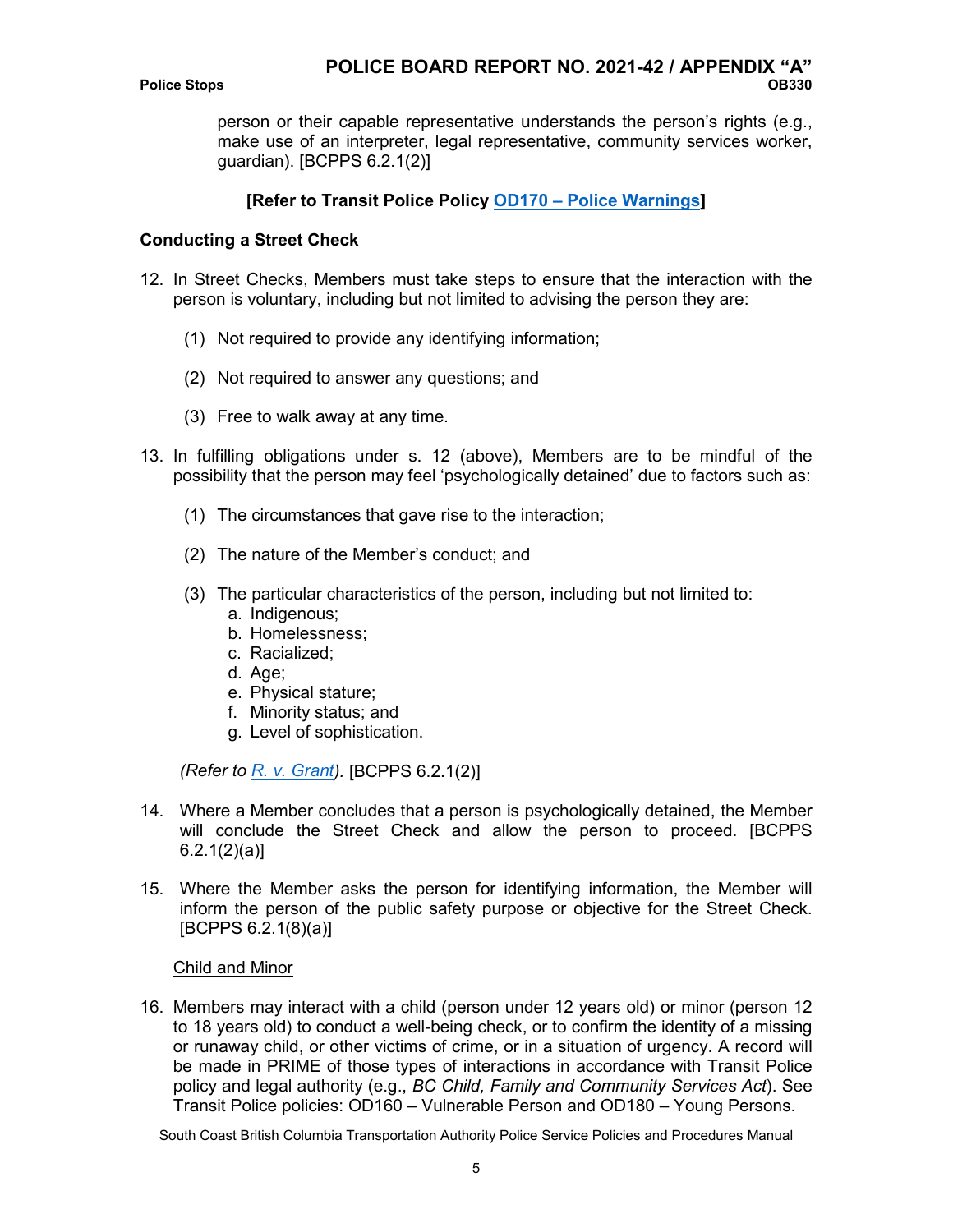person or their capable representative understands the person's rights (e.g., make use of an interpreter, legal representative, community services worker, guardian). [BCPPS 6.2.1(2)]

**[Refer to Transit Police Policy OD170 – Police Warnings]**

### Conducting a Street Check

12. In Street Checks, Members must take steps to ensure that the interaction with the person is voluntary, including but not limited to advising the person they are:

    (1) Not required to provide any identifying information;

    (2) Not required to answer any questions; and

    (3) Free to walk away at any time.

13. In fulfilling obligations under s. 12 (above), Members are to be mindful of the possibility that the person may feel 'psychologically detained' due to factors such as:

    (1) The circumstances that gave rise to the interaction;

    (2) The nature of the Member's conduct; and

    (3) The particular characteristics of the person, including but not limited to:
       a. Indigenous;
       b. Homelessness;
       c. Racialized;
       d. Age;
       e. Physical stature;
       f. Minority status; and
       g. Level of sophistication.

    *(Refer to R. v. Grant).* [BCPPS 6.2.1(2)]

14. Where a Member concludes that a person is psychologically detained, the Member will conclude the Street Check and allow the person to proceed. [BCPPS 6.2.1(2)(a)]

15. Where the Member asks the person for identifying information, the Member will inform the person of the public safety purpose or objective for the Street Check. [BCPPS 6.2.1(8)(a)]

<u>Child and Minor</u>

16. Members may interact with a child (person under 12 years old) or minor (person 12 to 18 years old) to conduct a well-being check, or to confirm the identity of a missing or runaway child, or other victims of crime, or in a situation of urgency. A record will be made in PRIME of those types of interactions in accordance with Transit Police policy and legal authority (e.g., *BC Child, Family and Community Services Act*). See Transit Police policies: OD160 – Vulnerable Person and OD180 – Young Persons.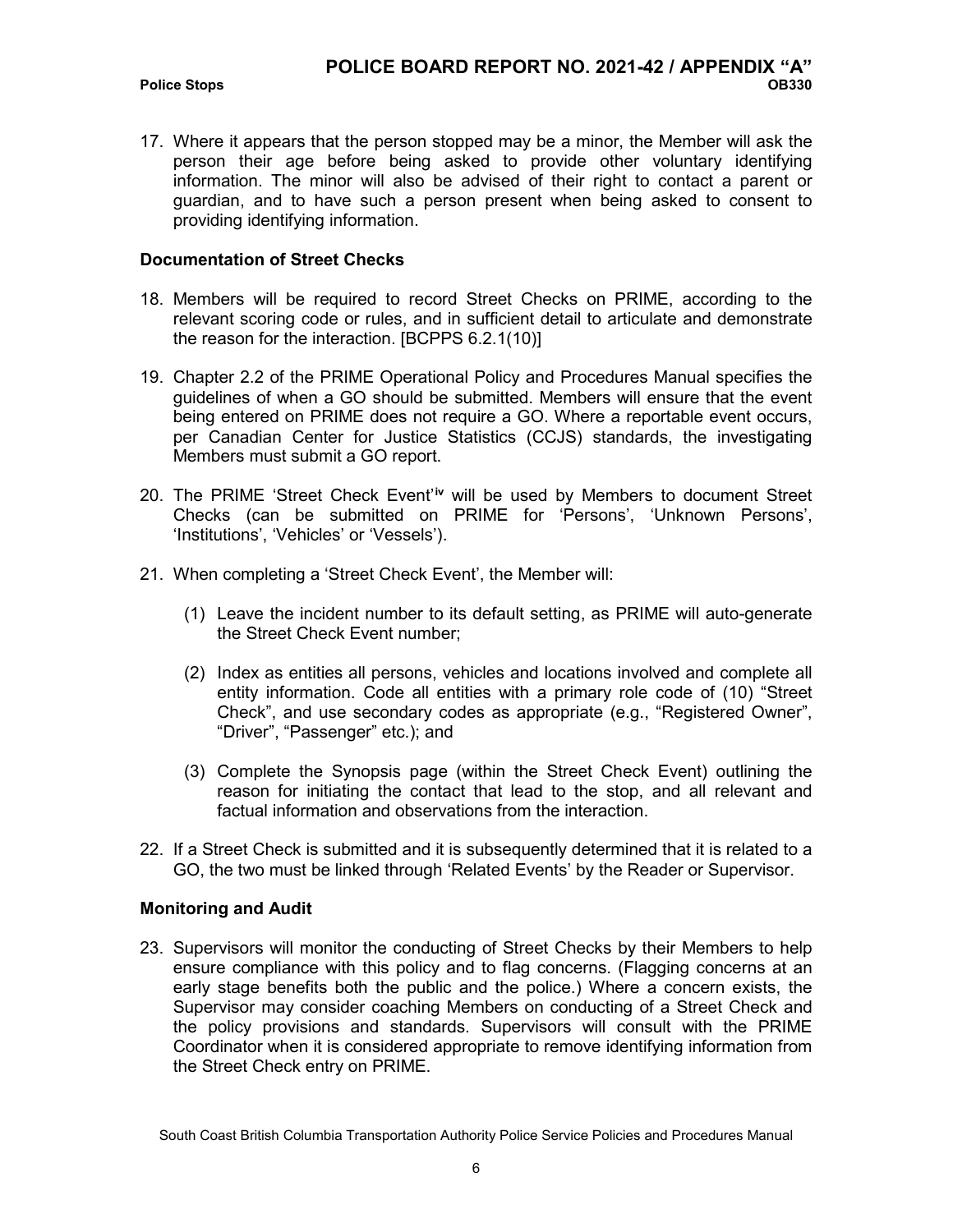17. Where it appears that the person stopped may be a minor, the Member will ask the person their age before being asked to provide other voluntary identifying information. The minor will also be advised of their right to contact a parent or guardian, and to have such a person present when being asked to consent to providing identifying information.

## Documentation of Street Checks

18. Members will be required to record Street Checks on PRIME, according to the relevant scoring code or rules, and in sufficient detail to articulate and demonstrate the reason for the interaction. [BCPPS 6.2.1(10)]

19. Chapter 2.2 of the PRIME Operational Policy and Procedures Manual specifies the guidelines of when a GO should be submitted. Members will ensure that the event being entered on PRIME does not require a GO. Where a reportable event occurs, per Canadian Center for Justice Statistics (CCJS) standards, the investigating Members must submit a GO report.

20. The PRIME 'Street Check Event'[iv] will be used by Members to document Street Checks (can be submitted on PRIME for 'Persons', 'Unknown Persons', 'Institutions', 'Vehicles' or 'Vessels').

21. When completing a 'Street Check Event', the Member will:

    (1) Leave the incident number to its default setting, as PRIME will auto-generate the Street Check Event number;

    (2) Index as entities all persons, vehicles and locations involved and complete all entity information. Code all entities with a primary role code of (10) "Street Check", and use secondary codes as appropriate (e.g., "Registered Owner", "Driver", "Passenger" etc.); and

    (3) Complete the Synopsis page (within the Street Check Event) outlining the reason for initiating the contact that lead to the stop, and all relevant and factual information and observations from the interaction.

22. If a Street Check is submitted and it is subsequently determined that it is related to a GO, the two must be linked through 'Related Events' by the Reader or Supervisor.

## Monitoring and Audit

23. Supervisors will monitor the conducting of Street Checks by their Members to help ensure compliance with this policy and to flag concerns. (Flagging concerns at an early stage benefits both the public and the police.) Where a concern exists, the Supervisor may consider coaching Members on conducting of a Street Check and the policy provisions and standards. Supervisors will consult with the PRIME Coordinator when it is considered appropriate to remove identifying information from the Street Check entry on PRIME.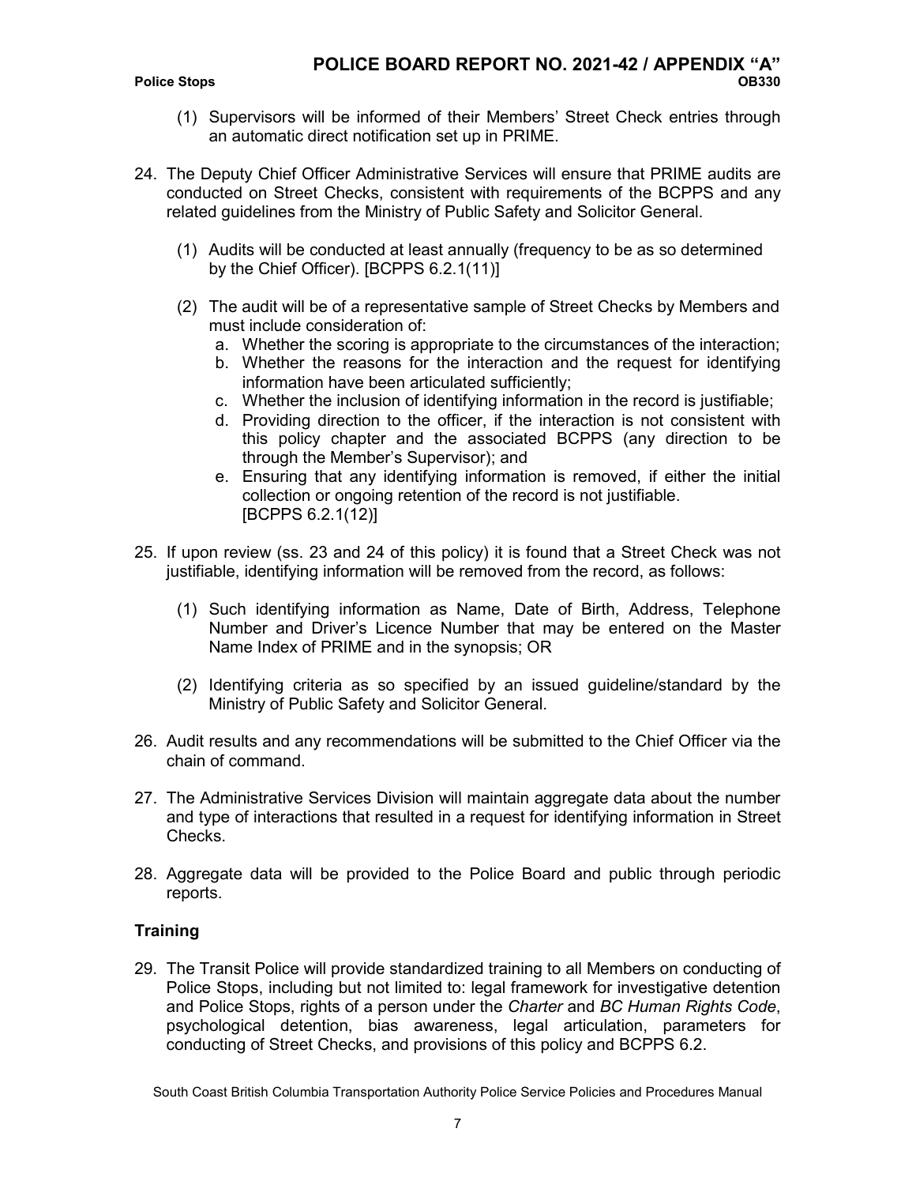(1) Supervisors will be informed of their Members' Street Check entries through an automatic direct notification set up in PRIME.

24. The Deputy Chief Officer Administrative Services will ensure that PRIME audits are conducted on Street Checks, consistent with requirements of the BCPPS and any related guidelines from the Ministry of Public Safety and Solicitor General.

    (1) Audits will be conducted at least annually (frequency to be as so determined by the Chief Officer). [BCPPS 6.2.1(11)]

    (2) The audit will be of a representative sample of Street Checks by Members and must include consideration of:
       a. Whether the scoring is appropriate to the circumstances of the interaction;
       b. Whether the reasons for the interaction and the request for identifying information have been articulated sufficiently;
       c. Whether the inclusion of identifying information in the record is justifiable;
       d. Providing direction to the officer, if the interaction is not consistent with this policy chapter and the associated BCPPS (any direction to be through the Member's Supervisor); and
       e. Ensuring that any identifying information is removed, if either the initial collection or ongoing retention of the record is not justifiable. [BCPPS 6.2.1(12)]

25. If upon review (ss. 23 and 24 of this policy) it is found that a Street Check was not justifiable, identifying information will be removed from the record, as follows:

    (1) Such identifying information as Name, Date of Birth, Address, Telephone Number and Driver's Licence Number that may be entered on the Master Name Index of PRIME and in the synopsis; OR

    (2) Identifying criteria as so specified by an issued guideline/standard by the Ministry of Public Safety and Solicitor General.

26. Audit results and any recommendations will be submitted to the Chief Officer via the chain of command.

27. The Administrative Services Division will maintain aggregate data about the number and type of interactions that resulted in a request for identifying information in Street Checks.

28. Aggregate data will be provided to the Police Board and public through periodic reports.

## Training

29. The Transit Police will provide standardized training to all Members on conducting of Police Stops, including but not limited to: legal framework for investigative detention and Police Stops, rights of a person under the *Charter* and *BC Human Rights Code*, psychological detention, bias awareness, legal articulation, parameters for conducting of Street Checks, and provisions of this policy and BCPPS 6.2.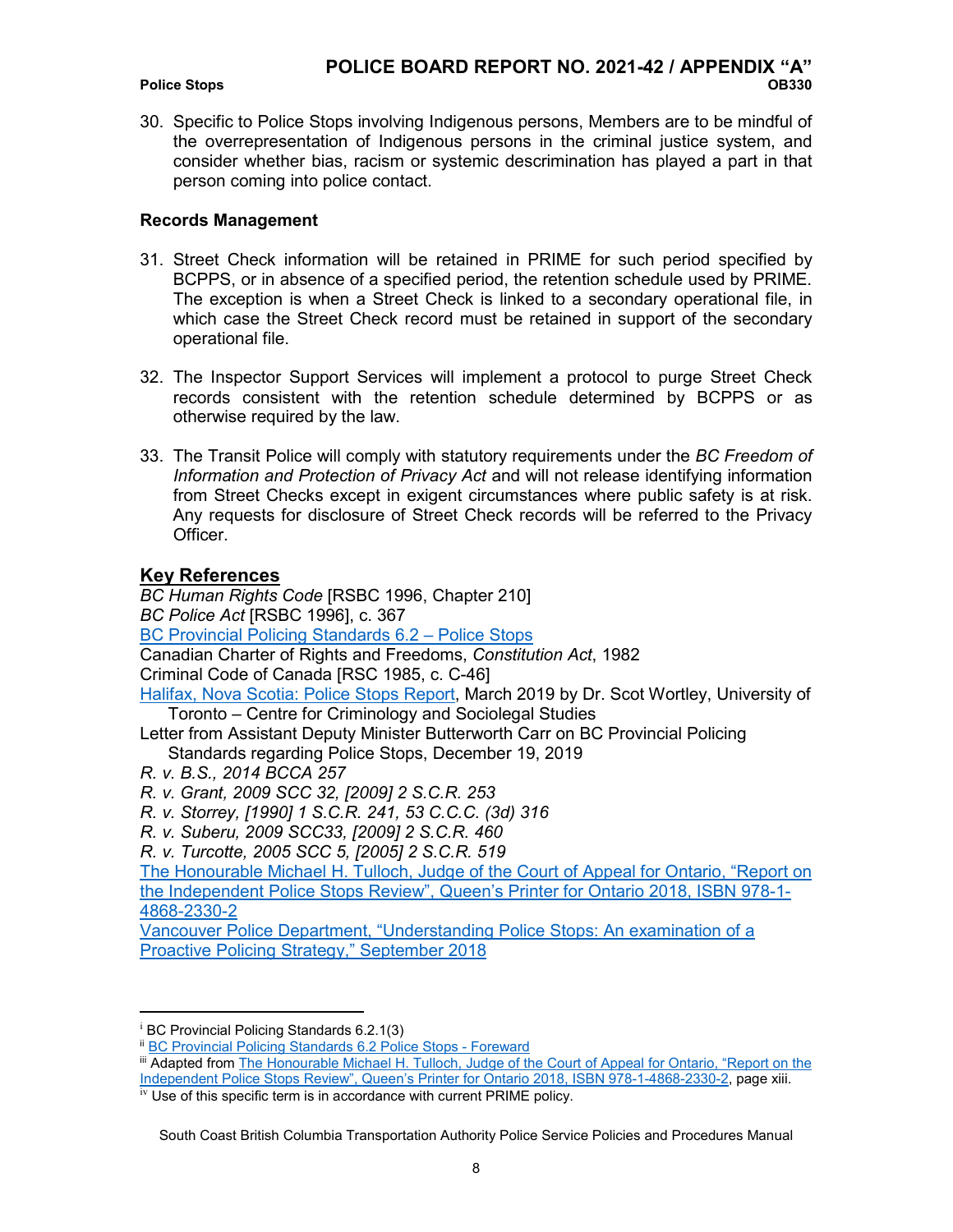30. Specific to Police Stops involving Indigenous persons, Members are to be mindful of the overrepresentation of Indigenous persons in the criminal justice system, and consider whether bias, racism or systemic descrimination has played a part in that person coming into police contact.

### Records Management

31. Street Check information will be retained in PRIME for such period specified by BCPPS, or in absence of a specified period, the retention schedule used by PRIME. The exception is when a Street Check is linked to a secondary operational file, in which case the Street Check record must be retained in support of the secondary operational file.

32. The Inspector Support Services will implement a protocol to purge Street Check records consistent with the retention schedule determined by BCPPS or as otherwise required by the law.

33. The Transit Police will comply with statutory requirements under the *BC Freedom of Information and Protection of Privacy Act* and will not release identifying information from Street Checks except in exigent circumstances where public safety is at risk. Any requests for disclosure of Street Check records will be referred to the Privacy Officer.

## Key References

*BC Human Rights Code* [RSBC 1996, Chapter 210]
*BC Police Act* [RSBC 1996], c. 367
BC Provincial Policing Standards 6.2 – Police Stops
Canadian Charter of Rights and Freedoms, *Constitution Act*, 1982
Criminal Code of Canada [RSC 1985, c. C-46]
Halifax, Nova Scotia: Police Stops Report, March 2019 by Dr. Scot Wortley, University of Toronto – Centre for Criminology and Sociolegal Studies
Letter from Assistant Deputy Minister Butterworth Carr on BC Provincial Policing Standards regarding Police Stops, December 19, 2019
*R. v. B.S., 2014 BCCA 257*
*R. v. Grant, 2009 SCC 32, [2009] 2 S.C.R. 253*
*R. v. Storrey, [1990] 1 S.C.R. 241, 53 C.C.C. (3d) 316*
*R. v. Suberu, 2009 SCC33, [2009] 2 S.C.R. 460*
*R. v. Turcotte, 2005 SCC 5, [2005] 2 S.C.R. 519*
The Honourable Michael H. Tulloch, Judge of the Court of Appeal for Ontario, "Report on the Independent Police Stops Review", Queen's Printer for Ontario 2018, ISBN 978-1-4868-2330-2
Vancouver Police Department, "Understanding Police Stops: An examination of a Proactive Policing Strategy," September 2018

---

[i] BC Provincial Policing Standards 6.2.1(3)
[ii] BC Provincial Policing Standards 6.2 Police Stops - Foreward
[iii] Adapted from The Honourable Michael H. Tulloch, Judge of the Court of Appeal for Ontario, "Report on the Independent Police Stops Review", Queen's Printer for Ontario 2018, ISBN 978-1-4868-2330-2, page xiii.
[iv] Use of this specific term is in accordance with current PRIME policy.